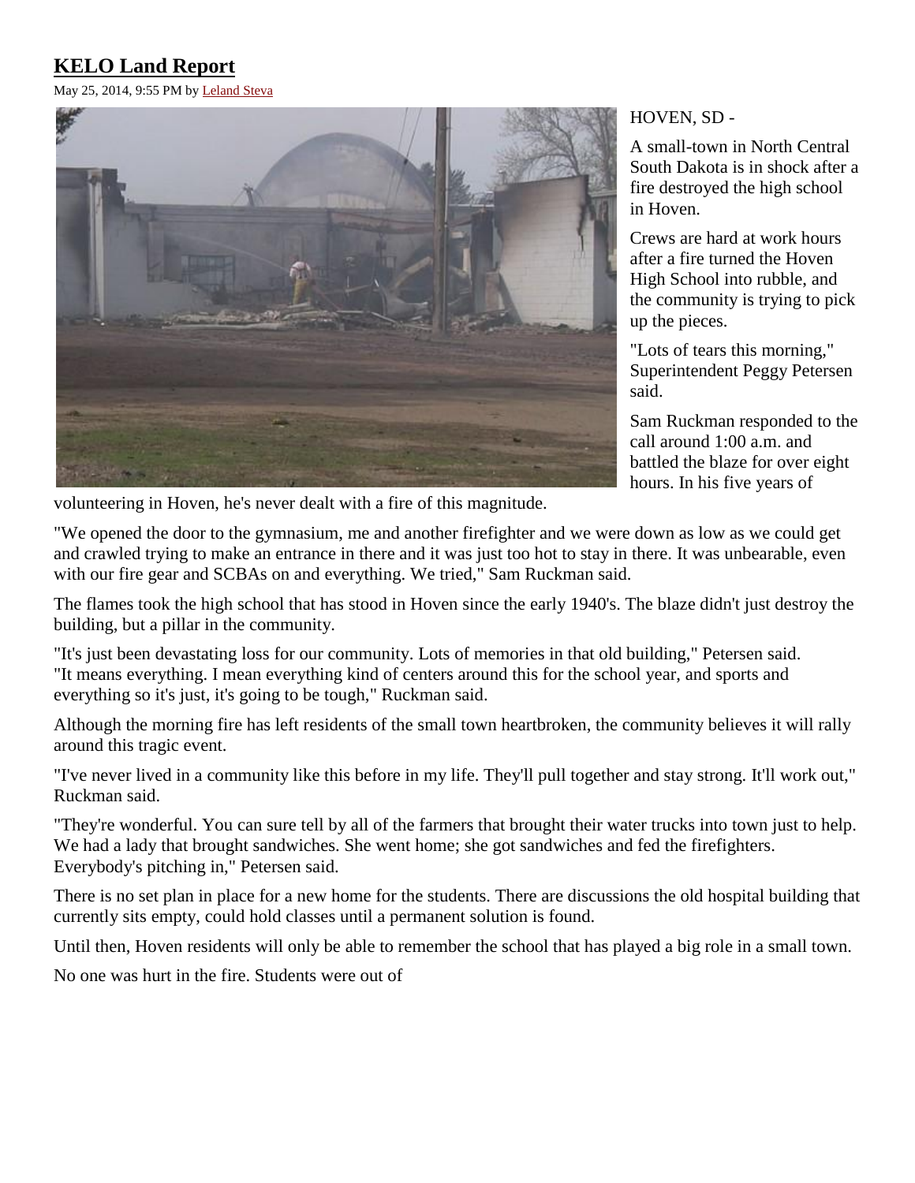# KELO Land Report

May 25, 2014, 9:55 PM by Leland Steva

HOVEN, SD -

A small-town in North Central South Dakota is in shock after a fire destroyed the high school in Hoven.

Crews are hard at work hours after a fire turned the Hoven High School into rubble, and the community is trying to pick up the pieces.

"Lots of tears this morning," Superintendent Peggy Petersen said.

Sam Ruckman responded to the call around 1:00 a.m. and battled the blaze for over eight hours. In his five years of volunteering in Hoven, he's never dealt with a fire of this magnitude.

"We opened the door to the gymnasium, me and another firefighter and we were down as low as we could get and crawled trying to make an entrance in there and it was just too hot to stay in there. It was unbearable, even with our fire gear and SCBAs on and everything. We tried," Sam Ruckman said.

The flames took the high school that has stood in Hoven since the early 1940's. The blaze didn't just destroy the building, but a pillar in the community.

"It's just been devastating loss for our community. Lots of memories in that old building," Petersen said. "It means everything. I mean everything kind of centers around this for the school year, and sports and everything so it's just, it's going to be tough," Ruckman said.

Although the morning fire has left residents of the small town heartbroken, the community believes it will rally around this tragic event.

"I've never lived in a community like this before in my life. They'll pull together and stay strong. It'll work out," Ruckman said.

"They're wonderful. You can sure tell by all of the farmers that brought their water trucks into town just to help. We had a lady that brought sandwiches. She went home; she got sandwiches and fed the firefighters. Everybody's pitching in," Petersen said.

There is no set plan in place for a new home for the students. There are discussions the old hospital building that currently sits empty, could hold classes until a permanent solution is found.

Until then, Hoven residents will only be able to remember the school that has played a big role in a small town.

No one was hurt in the fire. Students were out of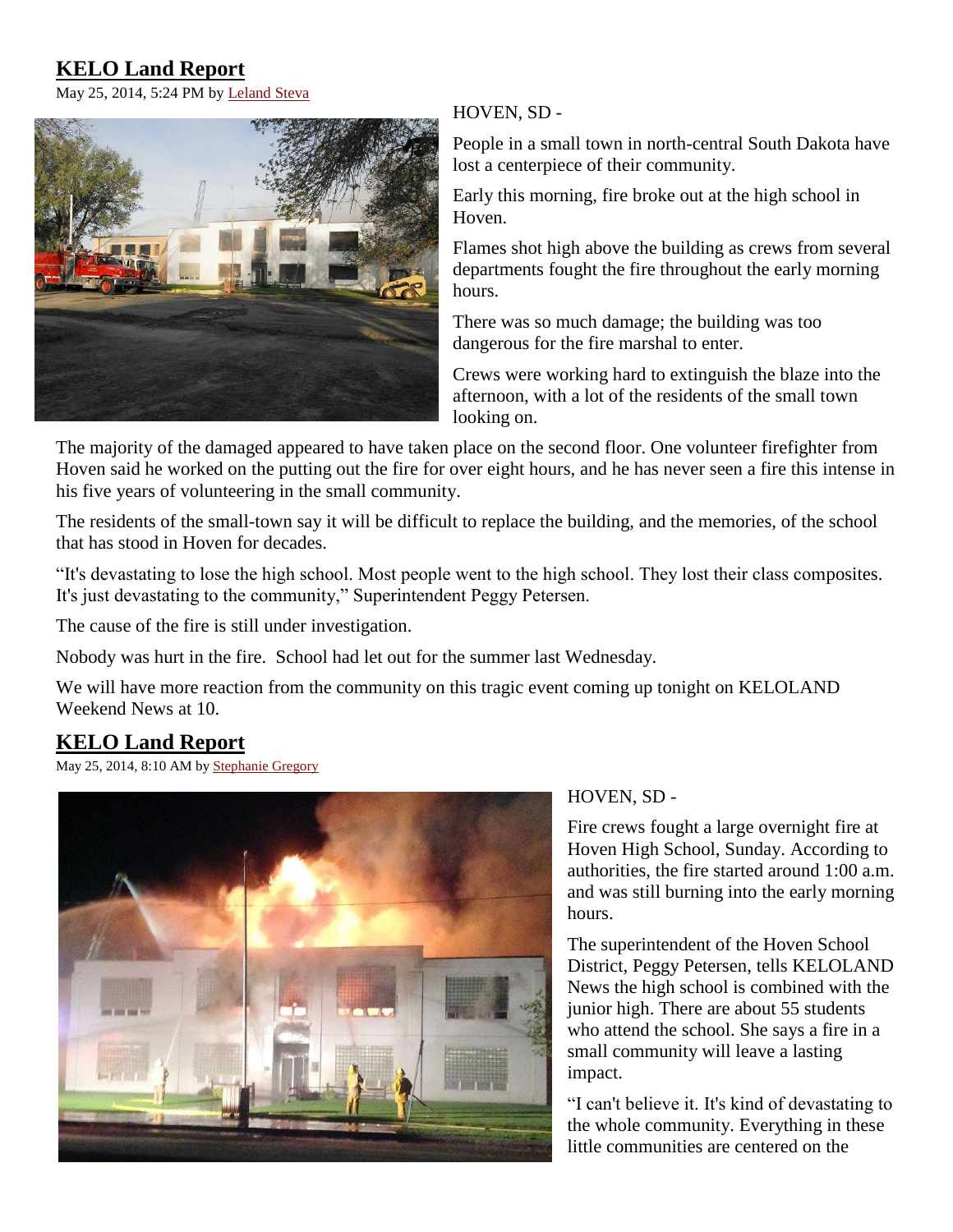## KELO Land Report

May 25, 2014, 5:24 PM by Leland Steva

HOVEN, SD -

People in a small town in north-central South Dakota have lost a centerpiece of their community.

Early this morning, fire broke out at the high school in Hoven.

Flames shot high above the building as crews from several departments fought the fire throughout the early morning hours.

There was so much damage; the building was too dangerous for the fire marshal to enter.

Crews were working hard to extinguish the blaze into the afternoon, with a lot of the residents of the small town looking on.

The majority of the damaged appeared to have taken place on the second floor. One volunteer firefighter from Hoven said he worked on the putting out the fire for over eight hours, and he has never seen a fire this intense in his five years of volunteering in the small community.

The residents of the small-town say it will be difficult to replace the building, and the memories, of the school that has stood in Hoven for decades.

"It's devastating to lose the high school. Most people went to the high school. They lost their class composites. It's just devastating to the community," Superintendent Peggy Petersen.

The cause of the fire is still under investigation.

Nobody was hurt in the fire. School had let out for the summer last Wednesday.

We will have more reaction from the community on this tragic event coming up tonight on KELOLAND Weekend News at 10.

## KELO Land Report

May 25, 2014, 8:10 AM by Stephanie Gregory

HOVEN, SD -

Fire crews fought a large overnight fire at Hoven High School, Sunday. According to authorities, the fire started around 1:00 a.m. and was still burning into the early morning hours.

The superintendent of the Hoven School District, Peggy Petersen, tells KELOLAND News the high school is combined with the junior high. There are about 55 students who attend the school. She says a fire in a small community will leave a lasting impact.

"I can't believe it. It's kind of devastating to the whole community. Everything in these little communities are centered on the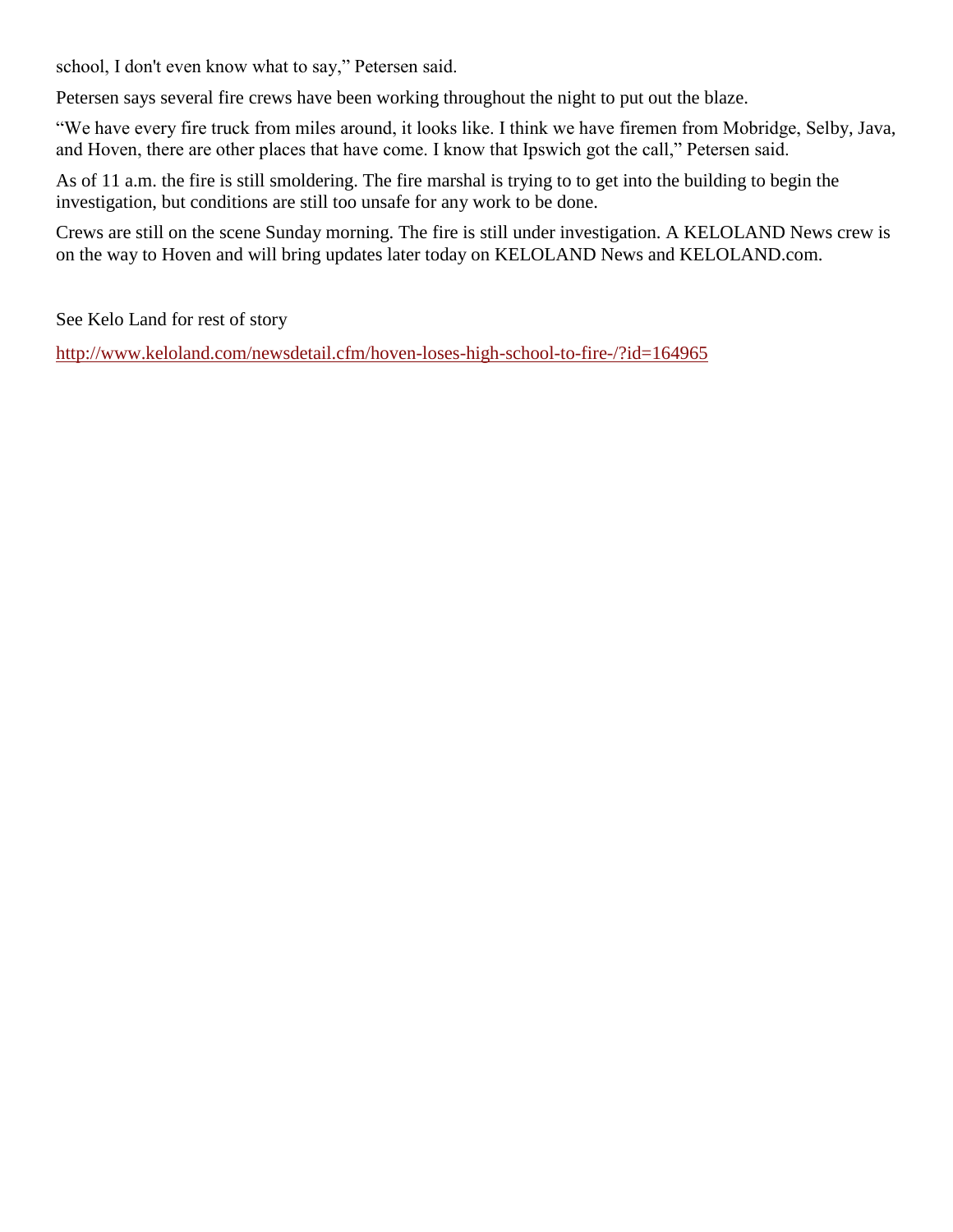school, I don't even know what to say," Petersen said.

Petersen says several fire crews have been working throughout the night to put out the blaze.

"We have every fire truck from miles around, it looks like. I think we have firemen from Mobridge, Selby, Java, and Hoven, there are other places that have come. I know that Ipswich got the call," Petersen said.

As of 11 a.m. the fire is still smoldering. The fire marshal is trying to to get into the building to begin the investigation, but conditions are still too unsafe for any work to be done.

Crews are still on the scene Sunday morning. The fire is still under investigation. A KELOLAND News crew is on the way to Hoven and will bring updates later today on KELOLAND News and KELOLAND.com.

See Kelo Land for rest of story

http://www.keloland.com/newsdetail.cfm/hoven-loses-high-school-to-fire-/?id=164965